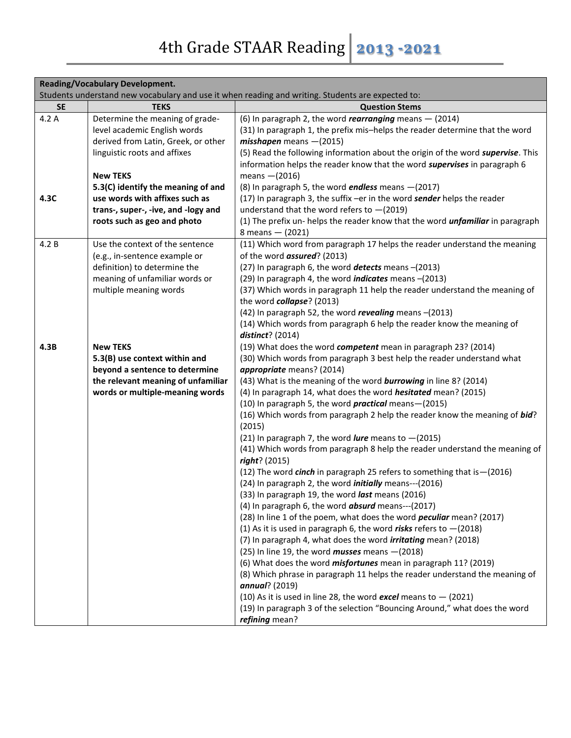# 4th Grade STAAR Reading 2013 -2021

| Reading/Vocabulary Development.<br>Students understand new vocabulary and use it when reading and writing. Students are expected to: | | |
|---|---|---|
| **SE** | **TEKS** | **Question Stems** |
| 4.2 A<br><br><br><br><br><br>**4.3C** | Determine the meaning of grade-level academic English words derived from Latin, Greek, or other linguistic roots and affixes<br><br>**New TEKS**<br>**5.3(C) identify the meaning of and use words with affixes such as trans-, super-, -ive, and -logy and roots such as geo and photo** | (6) In paragraph 2, the word ***rearranging*** means — (2014)<br>(31) In paragraph 1, the prefix mis–helps the reader determine that the word ***misshapen*** means —(2015)<br>(5) Read the following information about the origin of the word ***supervise***. This information helps the reader know that the word ***supervises*** in paragraph 6 means —(2016)<br>(8) In paragraph 5, the word ***endless*** means —(2017)<br>(17) In paragraph 3, the suffix –er in the word ***sender*** helps the reader understand that the word refers to —(2019)<br>(1) The prefix un- helps the reader know that the word ***unfamiliar*** in paragraph 8 means — (2021) |
| 4.2 B<br><br><br><br><br><br><br><br><br>**4.3B** | Use the context of the sentence (e.g., in-sentence example or definition) to determine the meaning of unfamiliar words or multiple meaning words<br><br><br><br><br><br>**New TEKS**<br>**5.3(B) use context within and beyond a sentence to determine the relevant meaning of unfamiliar words or multiple-meaning words** | (11) Which word from paragraph 17 helps the reader understand the meaning of the word ***assured***? (2013)<br>(27) In paragraph 6, the word ***detects*** means –(2013)<br>(29) In paragraph 4, the word ***indicates*** means –(2013)<br>(37) Which words in paragraph 11 help the reader understand the meaning of the word ***collapse***? (2013)<br>(42) In paragraph 52, the word ***revealing*** means –(2013)<br>(14) Which words from paragraph 6 help the reader know the meaning of ***distinct***? (2014)<br>(19) What does the word ***competent*** mean in paragraph 23? (2014)<br>(30) Which words from paragraph 3 best help the reader understand what ***appropriate*** means? (2014)<br>(43) What is the meaning of the word ***burrowing*** in line 8? (2014)<br>(4) In paragraph 14, what does the word ***hesitated*** mean? (2015)<br>(10) In paragraph 5, the word ***practical*** means—(2015)<br>(16) Which words from paragraph 2 help the reader know the meaning of ***bid***? (2015)<br>(21) In paragraph 7, the word ***lure*** means to —(2015)<br>(41) Which words from paragraph 8 help the reader understand the meaning of ***right***? (2015)<br>(12) The word ***cinch*** in paragraph 25 refers to something that is—(2016)<br>(24) In paragraph 2, the word ***initially*** means---(2016)<br>(33) In paragraph 19, the word ***last*** means (2016)<br>(4) In paragraph 6, the word ***absurd*** means---(2017)<br>(28) In line 1 of the poem, what does the word ***peculiar*** mean? (2017)<br>(1) As it is used in paragraph 6, the word ***risks*** refers to —(2018)<br>(7) In paragraph 4, what does the word ***irritating*** mean? (2018)<br>(25) In line 19, the word ***musses*** means —(2018)<br>(6) What does the word ***misfortunes*** mean in paragraph 11? (2019)<br>(8) Which phrase in paragraph 11 helps the reader understand the meaning of ***annual***? (2019)<br>(10) As it is used in line 28, the word ***excel*** means to — (2021)<br>(19) In paragraph 3 of the selection "Bouncing Around," what does the word ***refining*** mean? |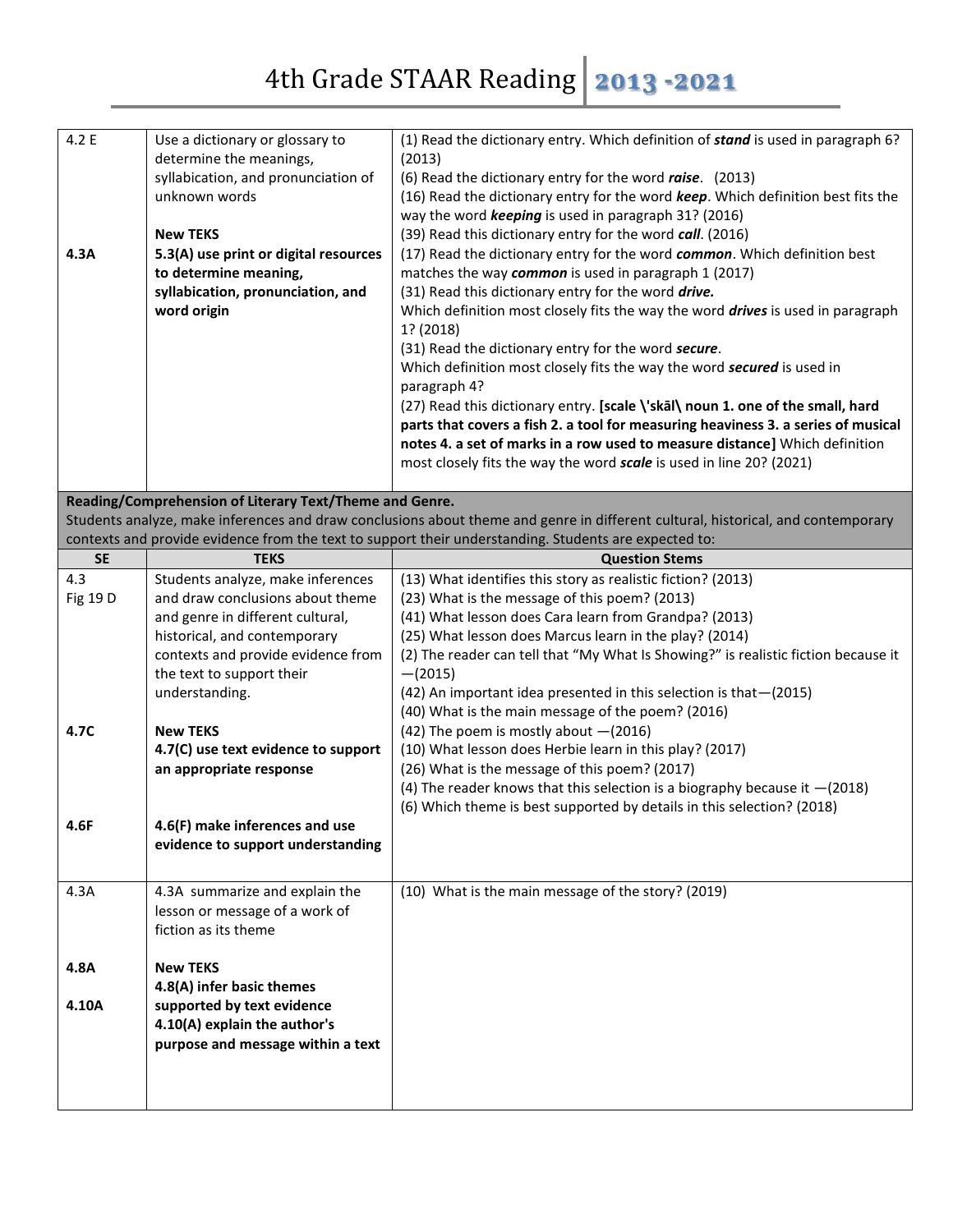| | | |
|---|---|---|
| 4.2 E<br><br><br><br><br>**4.3A** | Use a dictionary or glossary to determine the meanings, syllabication, and pronunciation of unknown words<br><br>**New TEKS**<br>**5.3(A) use print or digital resources to determine meaning, syllabication, pronunciation, and word origin** | (1) Read the dictionary entry. Which definition of ***stand*** is used in paragraph 6? (2013)<br>(6) Read the dictionary entry for the word ***raise***. (2013)<br>(16) Read the dictionary entry for the word ***keep***. Which definition best fits the way the word ***keeping*** is used in paragraph 31? (2016)<br>(39) Read this dictionary entry for the word ***call***. (2016)<br>(17) Read the dictionary entry for the word ***common***. Which definition best matches the way ***common*** is used in paragraph 1 (2017)<br>(31) Read this dictionary entry for the word ***drive.***<br>Which definition most closely fits the way the word ***drives*** is used in paragraph 1? (2018)<br>(31) Read the dictionary entry for the word ***secure***.<br>Which definition most closely fits the way the word ***secured*** is used in paragraph 4?<br>(27) Read this dictionary entry. **[scale \'skāl\ noun 1. one of the small, hard parts that covers a fish 2. a tool for measuring heaviness 3. a series of musical notes 4. a set of marks in a row used to measure distance]** Which definition most closely fits the way the word ***scale*** is used in line 20? (2021) |

**Reading/Comprehension of Literary Text/Theme and Genre.**
Students analyze, make inferences and draw conclusions about theme and genre in different cultural, historical, and contemporary contexts and provide evidence from the text to support their understanding. Students are expected to:

| SE | TEKS | Question Stems |
|---|---|---|
| 4.3<br>Fig 19 D<br><br><br><br><br><br><br>**4.7C**<br><br><br><br><br>**4.6F** | Students analyze, make inferences and draw conclusions about theme and genre in different cultural, historical, and contemporary contexts and provide evidence from the text to support their understanding.<br><br>**New TEKS**<br>**4.7(C) use text evidence to support an appropriate response**<br><br><br>**4.6(F) make inferences and use evidence to support understanding** | (13) What identifies this story as realistic fiction? (2013)<br>(23) What is the message of this poem? (2013)<br>(41) What lesson does Cara learn from Grandpa? (2013)<br>(25) What lesson does Marcus learn in the play? (2014)<br>(2) The reader can tell that "My What Is Showing?" is realistic fiction because it —(2015)<br>(42) An important idea presented in this selection is that—(2015)<br>(40) What is the main message of the poem? (2016)<br>(42) The poem is mostly about —(2016)<br>(10) What lesson does Herbie learn in this play? (2017)<br>(26) What is the message of this poem? (2017)<br>(4) The reader knows that this selection is a biography because it —(2018)<br>(6) Which theme is best supported by details in this selection? (2018) |
| 4.3A<br><br><br><br>**4.8A**<br><br>**4.10A** | 4.3A summarize and explain the lesson or message of a work of fiction as its theme<br><br>**New TEKS**<br>**4.8(A) infer basic themes supported by text evidence**<br>**4.10(A) explain the author's purpose and message within a text** | (10) What is the main message of the story? (2019) |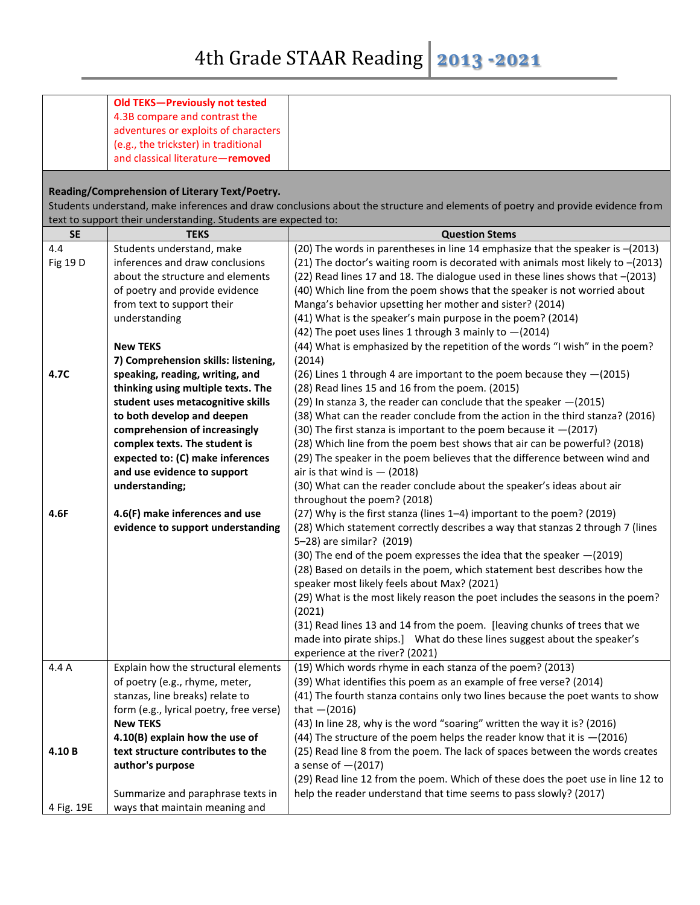# 4th Grade STAAR Reading 2013 -2021

| | | |
|---|---|---|
| | **Old TEKS—Previously not tested** 4.3B compare and contrast the adventures or exploits of characters (e.g., the trickster) in traditional and classical literature—**removed** | |

**Reading/Comprehension of Literary Text/Poetry.**
Students understand, make inferences and draw conclusions about the structure and elements of poetry and provide evidence from text to support their understanding. Students are expected to:

| SE | TEKS | Question Stems |
|---|---|---|
| 4.4<br>Fig 19 D<br><br><br><br><br><br><br><br>**4.7C**<br><br><br><br><br><br><br><br><br><br>**4.6F** | Students understand, make inferences and draw conclusions about the structure and elements of poetry and provide evidence from text to support their understanding<br><br>**New TEKS**<br>**7) Comprehension skills: listening, speaking, reading, writing, and thinking using multiple texts. The student uses metacognitive skills to both develop and deepen comprehension of increasingly complex texts. The student is expected to: (C) make inferences and use evidence to support understanding;**<br><br>**4.6(F) make inferences and use evidence to support understanding** | (20) The words in parentheses in line 14 emphasize that the speaker is –(2013)<br>(21) The doctor's waiting room is decorated with animals most likely to –(2013)<br>(22) Read lines 17 and 18. The dialogue used in these lines shows that –(2013)<br>(40) Which line from the poem shows that the speaker is not worried about Manga's behavior upsetting her mother and sister? (2014)<br>(41) What is the speaker's main purpose in the poem? (2014)<br>(42) The poet uses lines 1 through 3 mainly to —(2014)<br>(44) What is emphasized by the repetition of the words "I wish" in the poem? (2014)<br>(26) Lines 1 through 4 are important to the poem because they —(2015)<br>(28) Read lines 15 and 16 from the poem. (2015)<br>(29) In stanza 3, the reader can conclude that the speaker —(2015)<br>(38) What can the reader conclude from the action in the third stanza? (2016)<br>(30) The first stanza is important to the poem because it —(2017)<br>(28) Which line from the poem best shows that air can be powerful? (2018)<br>(29) The speaker in the poem believes that the difference between wind and air is that wind is — (2018)<br>(30) What can the reader conclude about the speaker's ideas about air throughout the poem? (2018)<br>(27) Why is the first stanza (lines 1–4) important to the poem? (2019)<br>(28) Which statement correctly describes a way that stanzas 2 through 7 (lines 5–28) are similar? (2019)<br>(30) The end of the poem expresses the idea that the speaker —(2019)<br>(28) Based on details in the poem, which statement best describes how the speaker most likely feels about Max? (2021)<br>(29) What is the most likely reason the poet includes the seasons in the poem? (2021)<br>(31) Read lines 13 and 14 from the poem. [leaving chunks of trees that we made into pirate ships.] What do these lines suggest about the speaker's experience at the river? (2021) |
| 4.4 A<br><br><br><br><br><br>**4.10 B**<br><br><br><br>4 Fig. 19E | Explain how the structural elements of poetry (e.g., rhyme, meter, stanzas, line breaks) relate to form (e.g., lyrical poetry, free verse)<br>**New TEKS**<br>**4.10(B) explain how the use of text structure contributes to the author's purpose**<br><br>Summarize and paraphrase texts in ways that maintain meaning and | (19) Which words rhyme in each stanza of the poem? (2013)<br>(39) What identifies this poem as an example of free verse? (2014)<br>(41) The fourth stanza contains only two lines because the poet wants to show that —(2016)<br>(43) In line 28, why is the word "soaring" written the way it is? (2016)<br>(44) The structure of the poem helps the reader know that it is —(2016)<br>(25) Read line 8 from the poem. The lack of spaces between the words creates a sense of —(2017)<br>(29) Read line 12 from the poem. Which of these does the poet use in line 12 to help the reader understand that time seems to pass slowly? (2017) |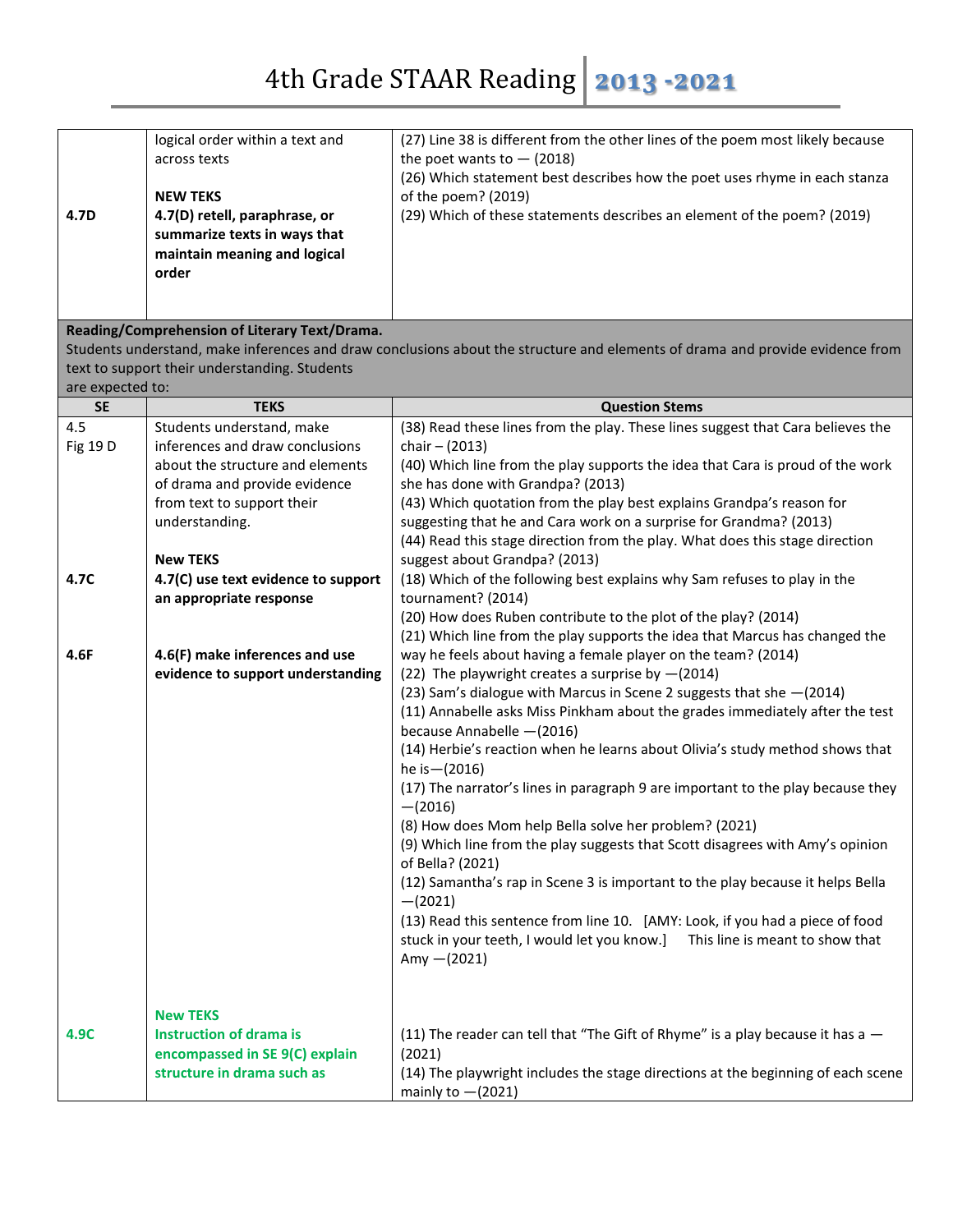| | | |
|---|---|---|
| 4.7D | logical order within a text and across texts<br><br>**NEW TEKS**<br>**4.7(D) retell, paraphrase, or summarize texts in ways that maintain meaning and logical order** | (27) Line 38 is different from the other lines of the poem most likely because the poet wants to — (2018)<br>(26) Which statement best describes how the poet uses rhyme in each stanza of the poem? (2019)<br>(29) Which of these statements describes an element of the poem? (2019) |

**Reading/Comprehension of Literary Text/Drama.**
Students understand, make inferences and draw conclusions about the structure and elements of drama and provide evidence from text to support their understanding. Students are expected to:

| SE | TEKS | Question Stems |
|---|---|---|
| 4.5<br>Fig 19 D<br><br><br><br><br>4.7C<br><br><br>4.6F | Students understand, make inferences and draw conclusions about the structure and elements of drama and provide evidence from text to support their understanding.<br><br>**New TEKS**<br>**4.7(C) use text evidence to support an appropriate response**<br><br>**4.6(F) make inferences and use evidence to support understanding** | (38) Read these lines from the play. These lines suggest that Cara believes the chair – (2013)<br>(40) Which line from the play supports the idea that Cara is proud of the work she has done with Grandpa? (2013)<br>(43) Which quotation from the play best explains Grandpa's reason for suggesting that he and Cara work on a surprise for Grandma? (2013)<br>(44) Read this stage direction from the play. What does this stage direction suggest about Grandpa? (2013)<br>(18) Which of the following best explains why Sam refuses to play in the tournament? (2014)<br>(20) How does Ruben contribute to the plot of the play? (2014)<br>(21) Which line from the play supports the idea that Marcus has changed the way he feels about having a female player on the team? (2014)<br>(22) The playwright creates a surprise by —(2014)<br>(23) Sam's dialogue with Marcus in Scene 2 suggests that she —(2014)<br>(11) Annabelle asks Miss Pinkham about the grades immediately after the test because Annabelle —(2016)<br>(14) Herbie's reaction when he learns about Olivia's study method shows that he is—(2016)<br>(17) The narrator's lines in paragraph 9 are important to the play because they —(2016)<br>(8) How does Mom help Bella solve her problem? (2021)<br>(9) Which line from the play suggests that Scott disagrees with Amy's opinion of Bella? (2021)<br>(12) Samantha's rap in Scene 3 is important to the play because it helps Bella —(2021)<br>(13) Read this sentence from line 10. [AMY: Look, if you had a piece of food stuck in your teeth, I would let you know.] This line is meant to show that Amy —(2021) |
| **4.9C** | **New TEKS**<br>**Instruction of drama is encompassed in SE 9(C) explain structure in drama such as** | (11) The reader can tell that "The Gift of Rhyme" is a play because it has a —(2021)<br>(14) The playwright includes the stage directions at the beginning of each scene mainly to —(2021) |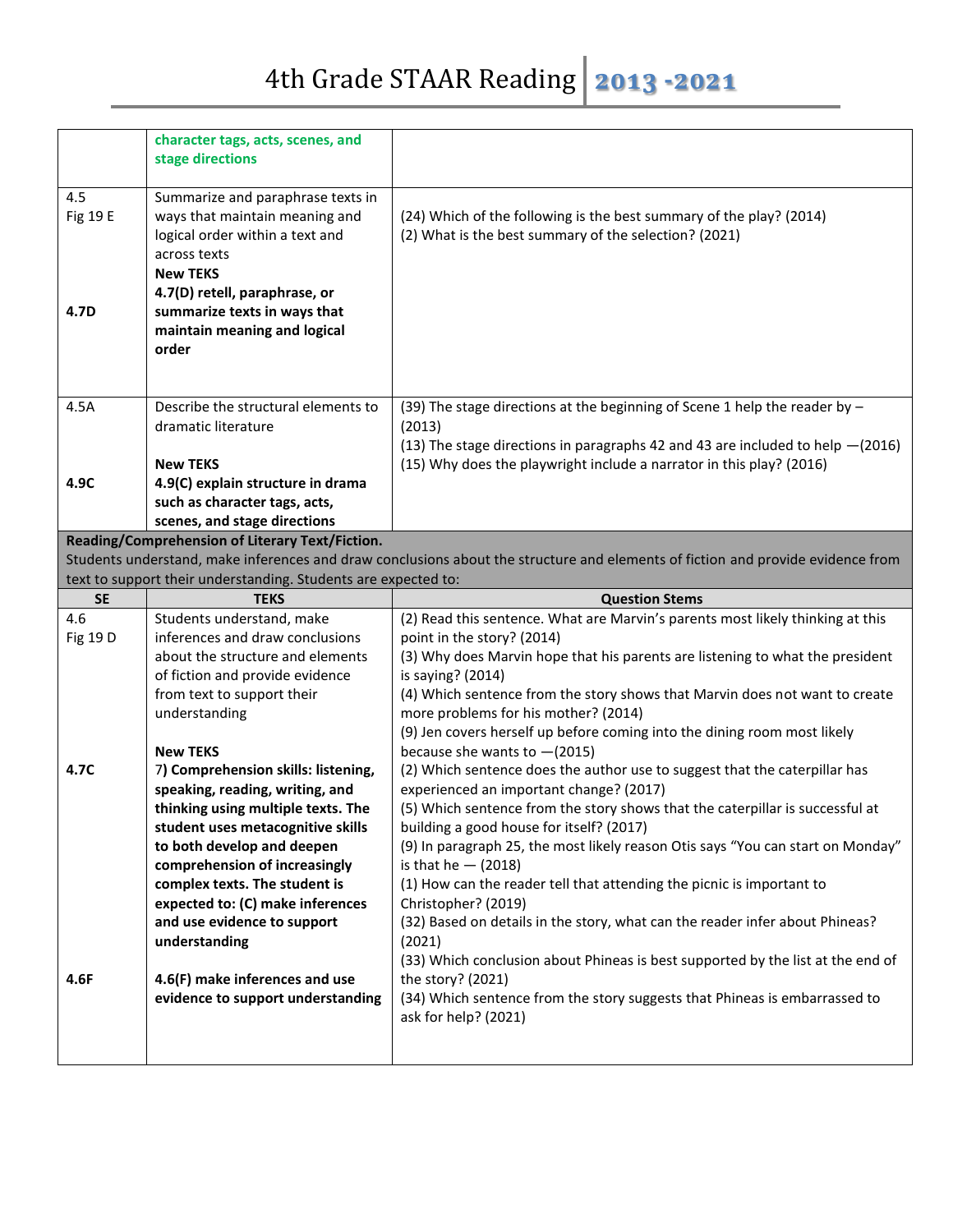| | | |
|---|---|---|
| | **character tags, acts, scenes, and stage directions** | |
| 4.5<br>Fig 19 E<br><br><br><br><br>4.7D | Summarize and paraphrase texts in ways that maintain meaning and logical order within a text and across texts<br>**New TEKS**<br>**4.7(D) retell, paraphrase, or summarize texts in ways that maintain meaning and logical order** | (24) Which of the following is the best summary of the play? (2014)<br>(2) What is the best summary of the selection? (2021) |
| 4.5A<br><br><br><br>4.9C | Describe the structural elements to dramatic literature<br><br>**New TEKS**<br>**4.9(C) explain structure in drama such as character tags, acts, scenes, and stage directions** | (39) The stage directions at the beginning of Scene 1 help the reader by – (2013)<br>(13) The stage directions in paragraphs 42 and 43 are included to help —(2016)<br>(15) Why does the playwright include a narrator in this play? (2016) |

**Reading/Comprehension of Literary Text/Fiction.**
Students understand, make inferences and draw conclusions about the structure and elements of fiction and provide evidence from text to support their understanding. Students are expected to:

| SE | TEKS | Question Stems |
|---|---|---|
| 4.6<br>Fig 19 D<br><br><br><br><br><br>4.7C<br><br><br><br><br><br><br><br><br><br>4.6F | Students understand, make inferences and draw conclusions about the structure and elements of fiction and provide evidence from text to support their understanding<br><br>**New TEKS**<br>**7) Comprehension skills: listening, speaking, reading, writing, and thinking using multiple texts. The student uses metacognitive skills to both develop and deepen comprehension of increasingly complex texts. The student is expected to: (C) make inferences and use evidence to support understanding**<br><br>**4.6(F) make inferences and use evidence to support understanding** | (2) Read this sentence. What are Marvin's parents most likely thinking at this point in the story? (2014)<br>(3) Why does Marvin hope that his parents are listening to what the president is saying? (2014)<br>(4) Which sentence from the story shows that Marvin does not want to create more problems for his mother? (2014)<br>(9) Jen covers herself up before coming into the dining room most likely because she wants to —(2015)<br>(2) Which sentence does the author use to suggest that the caterpillar has experienced an important change? (2017)<br>(5) Which sentence from the story shows that the caterpillar is successful at building a good house for itself? (2017)<br>(9) In paragraph 25, the most likely reason Otis says "You can start on Monday" is that he — (2018)<br>(1) How can the reader tell that attending the picnic is important to Christopher? (2019)<br>(32) Based on details in the story, what can the reader infer about Phineas? (2021)<br>(33) Which conclusion about Phineas is best supported by the list at the end of the story? (2021)<br>(34) Which sentence from the story suggests that Phineas is embarrassed to ask for help? (2021) |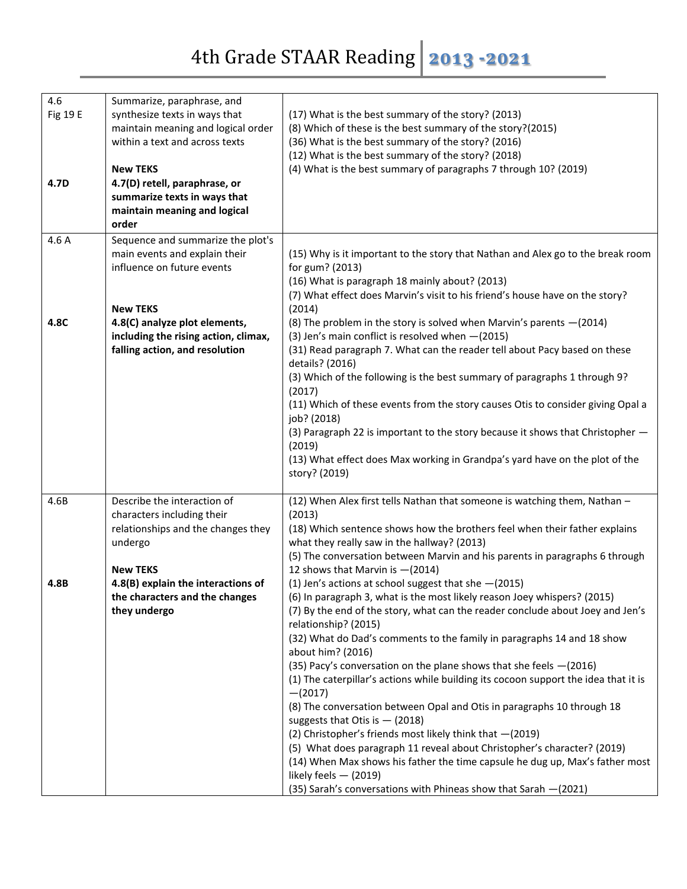# 4th Grade STAAR Reading 2013 -2021

| | | |
|---|---|---|
| 4.6<br>Fig 19 E<br><br><br><br>**4.7D** | Summarize, paraphrase, and synthesize texts in ways that maintain meaning and logical order within a text and across texts<br><br>**New TEKS**<br>**4.7(D) retell, paraphrase, or summarize texts in ways that maintain meaning and logical order** | (17) What is the best summary of the story? (2013)<br>(8) Which of these is the best summary of the story?(2015)<br>(36) What is the best summary of the story? (2016)<br>(12) What is the best summary of the story? (2018)<br>(4) What is the best summary of paragraphs 7 through 10? (2019) |
| 4.6 A<br><br><br><br><br>**4.8C** | Sequence and summarize the plot's main events and explain their influence on future events<br><br>**New TEKS**<br>**4.8(C) analyze plot elements, including the rising action, climax, falling action, and resolution** | (15) Why is it important to the story that Nathan and Alex go to the break room for gum? (2013)<br>(16) What is paragraph 18 mainly about? (2013)<br>(7) What effect does Marvin's visit to his friend's house have on the story? (2014)<br>(8) The problem in the story is solved when Marvin's parents —(2014)<br>(3) Jen's main conflict is resolved when —(2015)<br>(31) Read paragraph 7. What can the reader tell about Pacy based on these details? (2016)<br>(3) Which of the following is the best summary of paragraphs 1 through 9? (2017)<br>(11) Which of these events from the story causes Otis to consider giving Opal a job? (2018)<br>(3) Paragraph 22 is important to the story because it shows that Christopher — (2019)<br>(13) What effect does Max working in Grandpa's yard have on the plot of the story? (2019) |
| 4.6B<br><br><br><br><br>**4.8B** | Describe the interaction of characters including their relationships and the changes they undergo<br><br>**New TEKS**<br>**4.8(B) explain the interactions of the characters and the changes they undergo** | (12) When Alex first tells Nathan that someone is watching them, Nathan – (2013)<br>(18) Which sentence shows how the brothers feel when their father explains what they really saw in the hallway? (2013)<br>(5) The conversation between Marvin and his parents in paragraphs 6 through 12 shows that Marvin is —(2014)<br>(1) Jen's actions at school suggest that she —(2015)<br>(6) In paragraph 3, what is the most likely reason Joey whispers? (2015)<br>(7) By the end of the story, what can the reader conclude about Joey and Jen's relationship? (2015)<br>(32) What do Dad's comments to the family in paragraphs 14 and 18 show about him? (2016)<br>(35) Pacy's conversation on the plane shows that she feels —(2016)<br>(1) The caterpillar's actions while building its cocoon support the idea that it is —(2017)<br>(8) The conversation between Opal and Otis in paragraphs 10 through 18 suggests that Otis is — (2018)<br>(2) Christopher's friends most likely think that —(2019)<br>(5) What does paragraph 11 reveal about Christopher's character? (2019)<br>(14) When Max shows his father the time capsule he dug up, Max's father most likely feels — (2019)<br>(35) Sarah's conversations with Phineas show that Sarah —(2021) |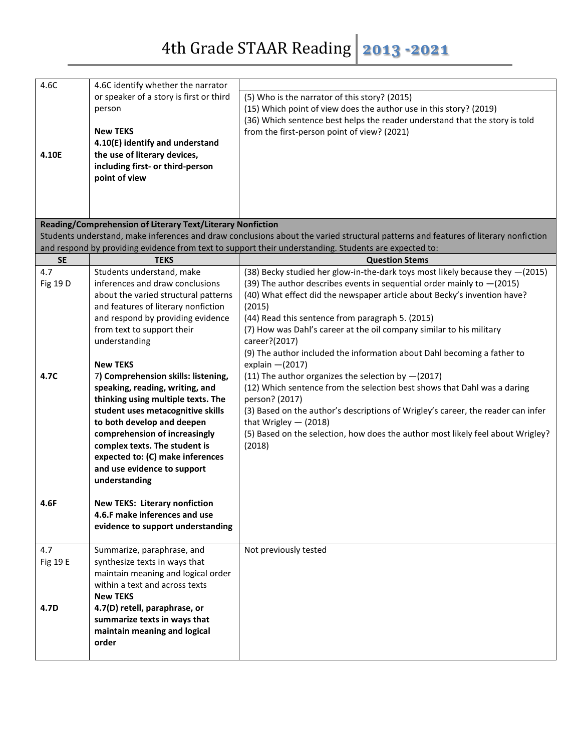| | | |
|---|---|---|
| 4.6C<br><br><br><br><br>4.10E | 4.6C identify whether the narrator or speaker of a story is first or third person<br><br>**New TEKS**<br>**4.10(E) identify and understand the use of literary devices, including first- or third-person point of view** | (5) Who is the narrator of this story? (2015)<br>(15) Which point of view does the author use in this story? (2019)<br>(36) Which sentence best helps the reader understand that the story is told from the first-person point of view? (2021) |

**Reading/Comprehension of Literary Text/Literary Nonfiction**

Students understand, make inferences and draw conclusions about the varied structural patterns and features of literary nonfiction and respond by providing evidence from text to support their understanding. Students are expected to:

| SE | TEKS | Question Stems |
|---|---|---|
| 4.7<br>Fig 19 D<br><br><br><br><br><br><br>4.7C<br><br><br><br><br><br><br><br><br><br>4.6F | Students understand, make inferences and draw conclusions about the varied structural patterns and features of literary nonfiction and respond by providing evidence from text to support their understanding<br><br>**New TEKS**<br>**7) Comprehension skills: listening, speaking, reading, writing, and thinking using multiple texts. The student uses metacognitive skills to both develop and deepen comprehension of increasingly complex texts. The student is expected to: (C) make inferences and use evidence to support understanding**<br><br>**New TEKS: Literary nonfiction 4.6.F make inferences and use evidence to support understanding** | (38) Becky studied her glow-in-the-dark toys most likely because they —(2015)<br>(39) The author describes events in sequential order mainly to —(2015)<br>(40) What effect did the newspaper article about Becky's invention have? (2015)<br>(44) Read this sentence from paragraph 5. (2015)<br>(7) How was Dahl's career at the oil company similar to his military career?(2017)<br>(9) The author included the information about Dahl becoming a father to explain —(2017)<br>(11) The author organizes the selection by —(2017)<br>(12) Which sentence from the selection best shows that Dahl was a daring person? (2017)<br>(3) Based on the author's descriptions of Wrigley's career, the reader can infer that Wrigley — (2018)<br>(5) Based on the selection, how does the author most likely feel about Wrigley? (2018) |
| 4.7<br>Fig 19 E<br><br><br>4.7D | Summarize, paraphrase, and synthesize texts in ways that maintain meaning and logical order within a text and across texts<br>**New TEKS**<br>**4.7(D) retell, paraphrase, or summarize texts in ways that maintain meaning and logical order** | Not previously tested |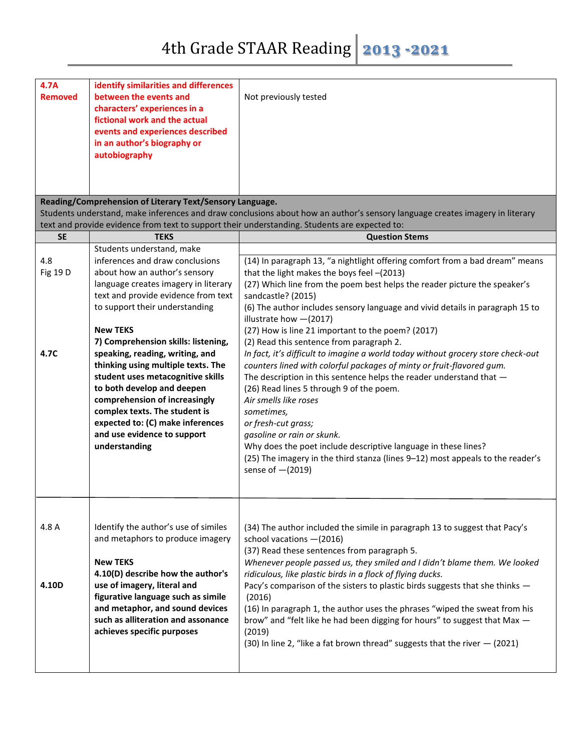| SE | TEKS | Question Stems |
|---|---|---|
| **4.7A Removed** | **identify similarities and differences between the events and characters' experiences in a fictional work and the actual events and experiences described in an author's biography or autobiography** | Not previously tested |
| **Reading/Comprehension of Literary Text/Sensory Language.** Students understand, make inferences and draw conclusions about how an author's sensory language creates imagery in literary text and provide evidence from text to support their understanding. Students are expected to: | | |
| **SE** | **TEKS** | **Question Stems** |
| 4.8 Fig 19 D<br><br>**4.7C** | Students understand, make inferences and draw conclusions about how an author's sensory language creates imagery in literary text and provide evidence from text to support their understanding<br><br>**New TEKS**<br>**7) Comprehension skills: listening, speaking, reading, writing, and thinking using multiple texts. The student uses metacognitive skills to both develop and deepen comprehension of increasingly complex texts. The student is expected to: (C) make inferences and use evidence to support understanding** | (14) In paragraph 13, "a nightlight offering comfort from a bad dream" means that the light makes the boys feel –(2013)<br>(27) Which line from the poem best helps the reader picture the speaker's sandcastle? (2015)<br>(6) The author includes sensory language and vivid details in paragraph 15 to illustrate how —(2017)<br>(27) How is line 21 important to the poem? (2017)<br>(2) Read this sentence from paragraph 2.<br>*In fact, it's difficult to imagine a world today without grocery store check-out counters lined with colorful packages of minty or fruit-flavored gum.*<br>The description in this sentence helps the reader understand that —<br>(26) Read lines 5 through 9 of the poem.<br>*Air smells like roses*<br>*sometimes,*<br>*or fresh-cut grass;*<br>*gasoline or rain or skunk.*<br>Why does the poet include descriptive language in these lines?<br>(25) The imagery in the third stanza (lines 9–12) most appeals to the reader's sense of —(2019) |
| 4.8 A<br><br>**4.10D** | Identify the author's use of similes and metaphors to produce imagery<br><br>**New TEKS**<br>**4.10(D) describe how the author's use of imagery, literal and figurative language such as simile and metaphor, and sound devices such as alliteration and assonance achieves specific purposes** | (34) The author included the simile in paragraph 13 to suggest that Pacy's school vacations —(2016)<br>(37) Read these sentences from paragraph 5.<br>*Whenever people passed us, they smiled and I didn't blame them. We looked ridiculous, like plastic birds in a flock of flying ducks.*<br>Pacy's comparison of the sisters to plastic birds suggests that she thinks — (2016)<br>(16) In paragraph 1, the author uses the phrases "wiped the sweat from his brow" and "felt like he had been digging for hours" to suggest that Max — (2019)<br>(30) In line 2, "like a fat brown thread" suggests that the river — (2021) |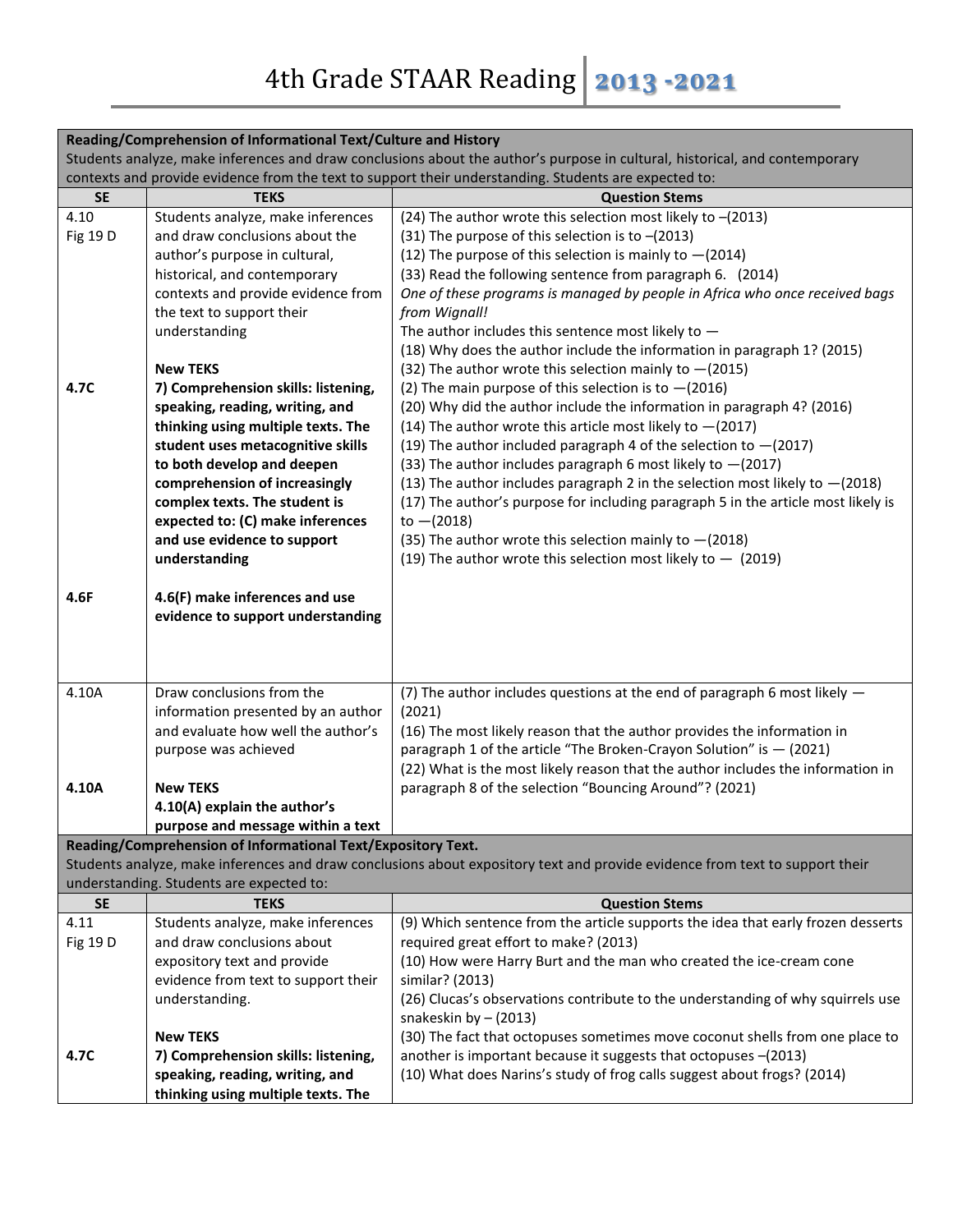# 4th Grade STAAR Reading | 2013 -2021

| **Reading/Comprehension of Informational Text/Culture and History**<br>Students analyze, make inferences and draw conclusions about the author's purpose in cultural, historical, and contemporary contexts and provide evidence from the text to support their understanding. Students are expected to: | | |
|---|---|---|
| **SE** | **TEKS** | **Question Stems** |
| 4.10<br>Fig 19 D<br><br><br><br><br><br>**4.7C**<br><br><br><br><br><br><br><br><br>**4.6F** | Students analyze, make inferences and draw conclusions about the author's purpose in cultural, historical, and contemporary contexts and provide evidence from the text to support their understanding<br><br>**New TEKS**<br>**7) Comprehension skills: listening, speaking, reading, writing, and thinking using multiple texts. The student uses metacognitive skills to both develop and deepen comprehension of increasingly complex texts. The student is expected to: (C) make inferences and use evidence to support understanding**<br><br>**4.6(F) make inferences and use evidence to support understanding** | (24) The author wrote this selection most likely to –(2013)<br>(31) The purpose of this selection is to –(2013)<br>(12) The purpose of this selection is mainly to —(2014)<br>(33) Read the following sentence from paragraph 6. (2014)<br>*One of these programs is managed by people in Africa who once received bags from Wignall!*<br>The author includes this sentence most likely to —<br>(18) Why does the author include the information in paragraph 1? (2015)<br>(32) The author wrote this selection mainly to —(2015)<br>(2) The main purpose of this selection is to —(2016)<br>(20) Why did the author include the information in paragraph 4? (2016)<br>(14) The author wrote this article most likely to —(2017)<br>(19) The author included paragraph 4 of the selection to —(2017)<br>(33) The author includes paragraph 6 most likely to —(2017)<br>(13) The author includes paragraph 2 in the selection most likely to —(2018)<br>(17) The author's purpose for including paragraph 5 in the article most likely is to —(2018)<br>(35) The author wrote this selection mainly to —(2018)<br>(19) The author wrote this selection most likely to — (2019) |
| 4.10A<br><br><br><br><br>**4.10A** | Draw conclusions from the information presented by an author and evaluate how well the author's purpose was achieved<br><br>**New TEKS**<br>**4.10(A) explain the author's purpose and message within a text** | (7) The author includes questions at the end of paragraph 6 most likely — (2021)<br>(16) The most likely reason that the author provides the information in paragraph 1 of the article "The Broken-Crayon Solution" is — (2021)<br>(22) What is the most likely reason that the author includes the information in paragraph 8 of the selection "Bouncing Around"? (2021) |

| **Reading/Comprehension of Informational Text/Expository Text.**<br>Students analyze, make inferences and draw conclusions about expository text and provide evidence from text to support their understanding. Students are expected to: | | |
|---|---|---|
| **SE** | **TEKS** | **Question Stems** |
| 4.11<br>Fig 19 D<br><br><br><br>**4.7C** | Students analyze, make inferences and draw conclusions about expository text and provide evidence from text to support their understanding.<br><br>**New TEKS**<br>**7) Comprehension skills: listening, speaking, reading, writing, and thinking using multiple texts. The** | (9) Which sentence from the article supports the idea that early frozen desserts required great effort to make? (2013)<br>(10) How were Harry Burt and the man who created the ice-cream cone similar? (2013)<br>(26) Clucas's observations contribute to the understanding of why squirrels use snakeskin by – (2013)<br>(30) The fact that octopuses sometimes move coconut shells from one place to another is important because it suggests that octopuses –(2013)<br>(10) What does Narins's study of frog calls suggest about frogs? (2014) |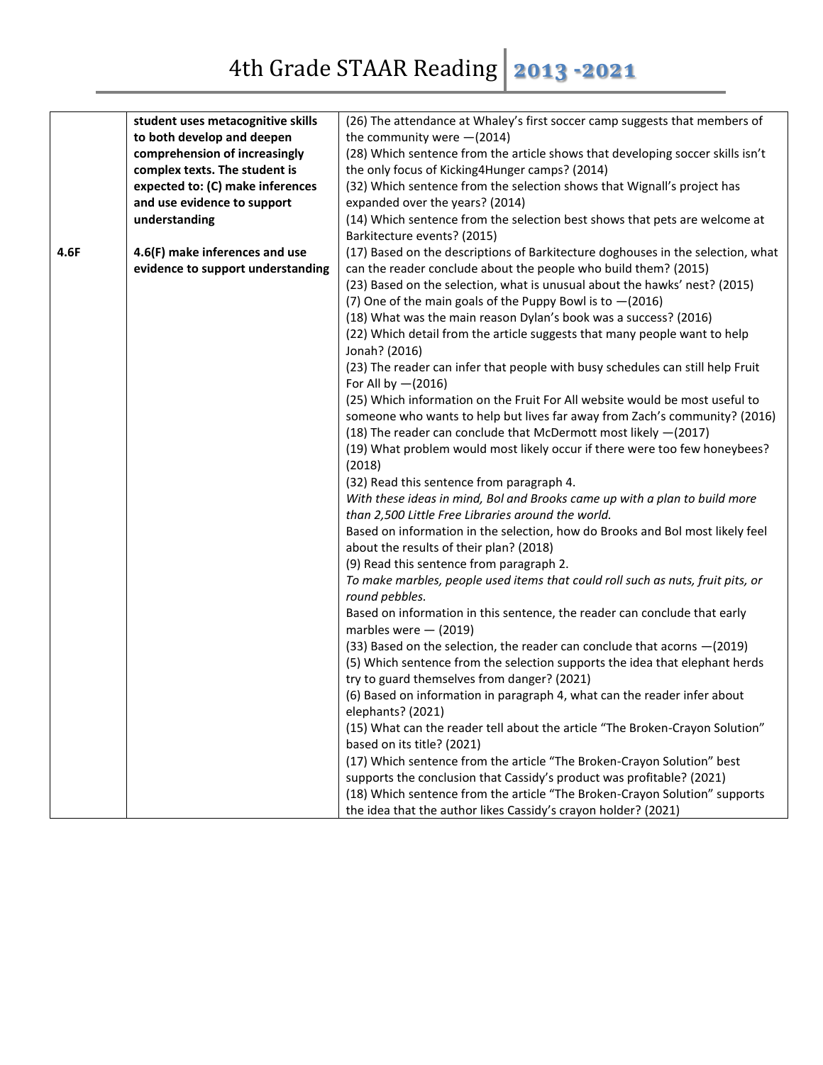# 4th Grade STAAR Reading 2013 -2021

| | | |
|---|---|---|
| | **student uses metacognitive skills to both develop and deepen comprehension of increasingly complex texts. The student is expected to: (C) make inferences and use evidence to support understanding** | (26) The attendance at Whaley's first soccer camp suggests that members of the community were —(2014)<br>(28) Which sentence from the article shows that developing soccer skills isn't the only focus of Kicking4Hunger camps? (2014)<br>(32) Which sentence from the selection shows that Wignall's project has expanded over the years? (2014)<br>(14) Which sentence from the selection best shows that pets are welcome at Barkitecture events? (2015) |
| **4.6F** | **4.6(F) make inferences and use evidence to support understanding** | (17) Based on the descriptions of Barkitecture doghouses in the selection, what can the reader conclude about the people who build them? (2015)<br>(23) Based on the selection, what is unusual about the hawks' nest? (2015)<br>(7) One of the main goals of the Puppy Bowl is to —(2016)<br>(18) What was the main reason Dylan's book was a success? (2016)<br>(22) Which detail from the article suggests that many people want to help Jonah? (2016)<br>(23) The reader can infer that people with busy schedules can still help Fruit For All by —(2016)<br>(25) Which information on the Fruit For All website would be most useful to someone who wants to help but lives far away from Zach's community? (2016)<br>(18) The reader can conclude that McDermott most likely —(2017)<br>(19) What problem would most likely occur if there were too few honeybees? (2018)<br>(32) Read this sentence from paragraph 4.<br>*With these ideas in mind, Bol and Brooks came up with a plan to build more than 2,500 Little Free Libraries around the world.*<br>Based on information in the selection, how do Brooks and Bol most likely feel about the results of their plan? (2018)<br>(9) Read this sentence from paragraph 2.<br>*To make marbles, people used items that could roll such as nuts, fruit pits, or round pebbles.*<br>Based on information in this sentence, the reader can conclude that early marbles were — (2019)<br>(33) Based on the selection, the reader can conclude that acorns —(2019)<br>(5) Which sentence from the selection supports the idea that elephant herds try to guard themselves from danger? (2021)<br>(6) Based on information in paragraph 4, what can the reader infer about elephants? (2021)<br>(15) What can the reader tell about the article "The Broken-Crayon Solution" based on its title? (2021)<br>(17) Which sentence from the article "The Broken-Crayon Solution" best supports the conclusion that Cassidy's product was profitable? (2021)<br>(18) Which sentence from the article "The Broken-Crayon Solution" supports the idea that the author likes Cassidy's crayon holder? (2021) |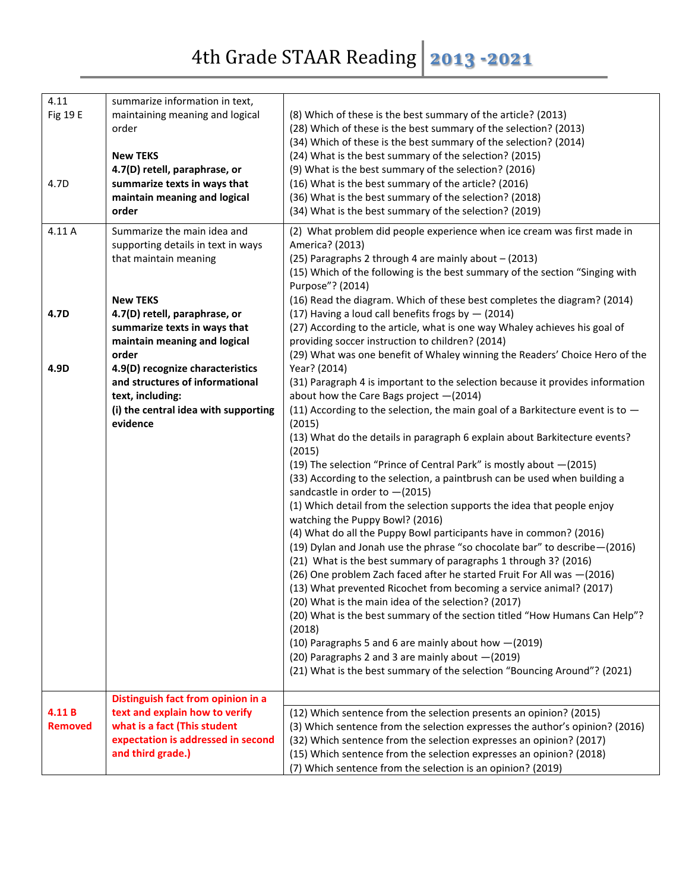# 4th Grade STAAR Reading 2013 -2021

| | | |
|---|---|---|
| 4.11<br>Fig 19 E<br><br><br>4.7D | summarize information in text, maintaining meaning and logical order<br><br>**New TEKS**<br>**4.7(D) retell, paraphrase, or summarize texts in ways that maintain meaning and logical order** | (8) Which of these is the best summary of the article? (2013)<br>(28) Which of these is the best summary of the selection? (2013)<br>(34) Which of these is the best summary of the selection? (2014)<br>(24) What is the best summary of the selection? (2015)<br>(9) What is the best summary of the selection? (2016)<br>(16) What is the best summary of the article? (2016)<br>(36) What is the best summary of the selection? (2018)<br>(34) What is the best summary of the selection? (2019) |
| 4.11 A<br><br><br><br>**4.7D**<br><br><br>**4.9D** | Summarize the main idea and supporting details in text in ways that maintain meaning<br><br>**New TEKS**<br>**4.7(D) retell, paraphrase, or summarize texts in ways that maintain meaning and logical order**<br>**4.9(D) recognize characteristics and structures of informational text, including:**<br>**(i) the central idea with supporting evidence** | (2) What problem did people experience when ice cream was first made in America? (2013)<br>(25) Paragraphs 2 through 4 are mainly about – (2013)<br>(15) Which of the following is the best summary of the section "Singing with Purpose"? (2014)<br>(16) Read the diagram. Which of these best completes the diagram? (2014)<br>(17) Having a loud call benefits frogs by — (2014)<br>(27) According to the article, what is one way Whaley achieves his goal of providing soccer instruction to children? (2014)<br>(29) What was one benefit of Whaley winning the Readers' Choice Hero of the Year? (2014)<br>(31) Paragraph 4 is important to the selection because it provides information about how the Care Bags project —(2014)<br>(11) According to the selection, the main goal of a Barkitecture event is to — (2015)<br>(13) What do the details in paragraph 6 explain about Barkitecture events? (2015)<br>(19) The selection "Prince of Central Park" is mostly about —(2015)<br>(33) According to the selection, a paintbrush can be used when building a sandcastle in order to —(2015)<br>(1) Which detail from the selection supports the idea that people enjoy watching the Puppy Bowl? (2016)<br>(4) What do all the Puppy Bowl participants have in common? (2016)<br>(19) Dylan and Jonah use the phrase "so chocolate bar" to describe—(2016)<br>(21) What is the best summary of paragraphs 1 through 3? (2016)<br>(26) One problem Zach faced after he started Fruit For All was —(2016)<br>(13) What prevented Ricochet from becoming a service animal? (2017)<br>(20) What is the main idea of the selection? (2017)<br>(20) What is the best summary of the section titled "How Humans Can Help"? (2018)<br>(10) Paragraphs 5 and 6 are mainly about how —(2019)<br>(20) Paragraphs 2 and 3 are mainly about —(2019)<br>(21) What is the best summary of the selection "Bouncing Around"? (2021) |
| **4.11 B**<br>**Removed** | **Distinguish fact from opinion in a text and explain how to verify what is a fact (This student expectation is addressed in second and third grade.)** | (12) Which sentence from the selection presents an opinion? (2015)<br>(3) Which sentence from the selection expresses the author's opinion? (2016)<br>(32) Which sentence from the selection expresses an opinion? (2017)<br>(15) Which sentence from the selection expresses an opinion? (2018)<br>(7) Which sentence from the selection is an opinion? (2019) |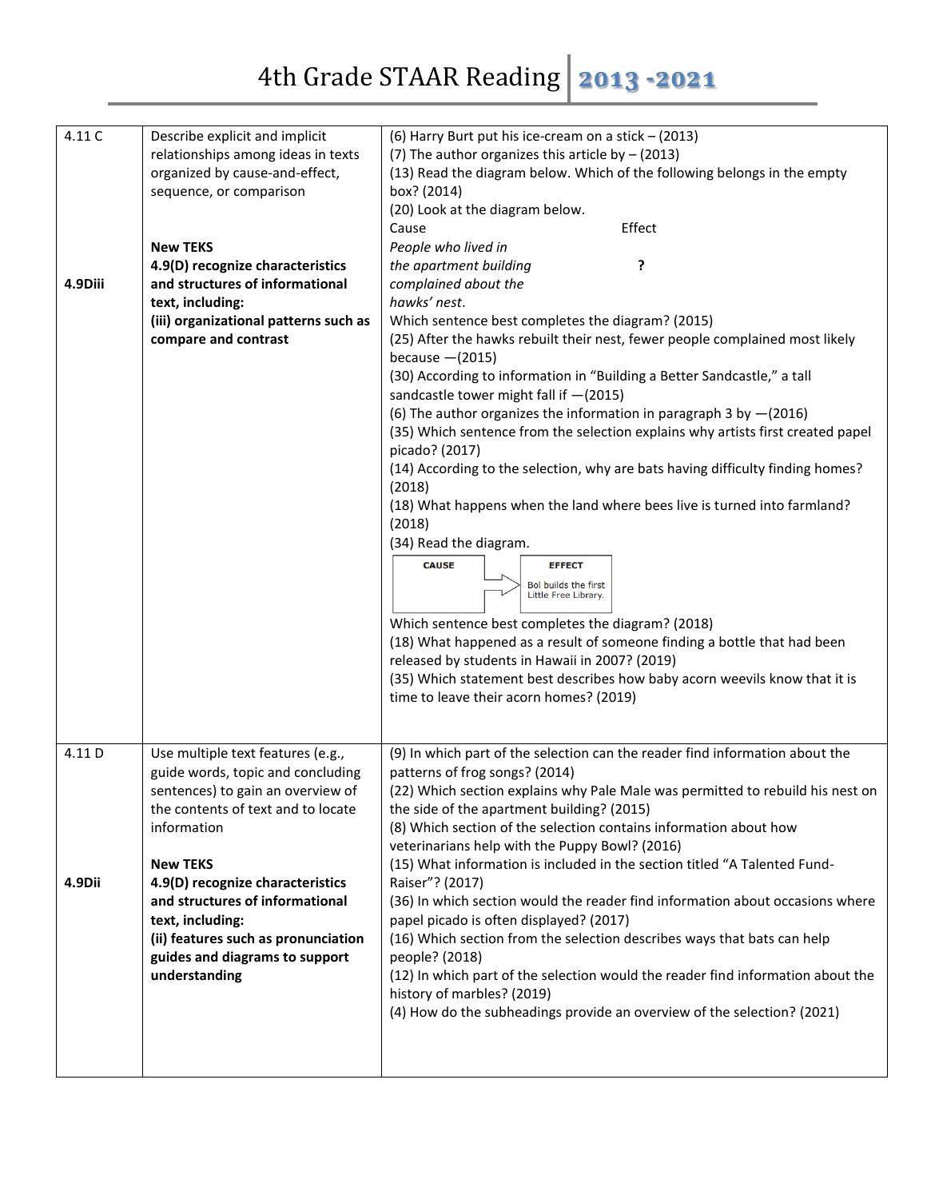# 4th Grade STAAR Reading 2013 -2021

| | | |
|---|---|---|
| 4.11 C<br><br><br><br><br><br>4.9Diii | Describe explicit and implicit relationships among ideas in texts organized by cause-and-effect, sequence, or comparison<br><br>**New TEKS**<br>**4.9(D) recognize characteristics and structures of informational text, including:**<br>**(iii) organizational patterns such as compare and contrast** | (6) Harry Burt put his ice-cream on a stick – (2013)<br>(7) The author organizes this article by – (2013)<br>(13) Read the diagram below. Which of the following belongs in the empty box? (2014)<br>(20) Look at the diagram below.<br>Cause Effect<br>*People who lived in the apartment building complained about the hawks' nest.* **?**<br>Which sentence best completes the diagram? (2015)<br>(25) After the hawks rebuilt their nest, fewer people complained most likely because —(2015)<br>(30) According to information in "Building a Better Sandcastle," a tall sandcastle tower might fall if —(2015)<br>(6) The author organizes the information in paragraph 3 by —(2016)<br>(35) Which sentence from the selection explains why artists first created papel picado? (2017)<br>(14) According to the selection, why are bats having difficulty finding homes? (2018)<br>(18) What happens when the land where bees live is turned into farmland? (2018)<br>(34) Read the diagram.<br>CAUSE → EFFECT: Bol builds the first Little Free Library.<br>Which sentence best completes the diagram? (2018)<br>(18) What happened as a result of someone finding a bottle that had been released by students in Hawaii in 2007? (2019)<br>(35) Which statement best describes how baby acorn weevils know that it is time to leave their acorn homes? (2019) |
| 4.11 D<br><br><br><br><br><br>4.9Dii | Use multiple text features (e.g., guide words, topic and concluding sentences) to gain an overview of the contents of text and to locate information<br><br>**New TEKS**<br>**4.9(D) recognize characteristics and structures of informational text, including:**<br>**(ii) features such as pronunciation guides and diagrams to support understanding** | (9) In which part of the selection can the reader find information about the patterns of frog songs? (2014)<br>(22) Which section explains why Pale Male was permitted to rebuild his nest on the side of the apartment building? (2015)<br>(8) Which section of the selection contains information about how veterinarians help with the Puppy Bowl? (2016)<br>(15) What information is included in the section titled "A Talented Fund-Raiser"? (2017)<br>(36) In which section would the reader find information about occasions where papel picado is often displayed? (2017)<br>(16) Which section from the selection describes ways that bats can help people? (2018)<br>(12) In which part of the selection would the reader find information about the history of marbles? (2019)<br>(4) How do the subheadings provide an overview of the selection? (2021) |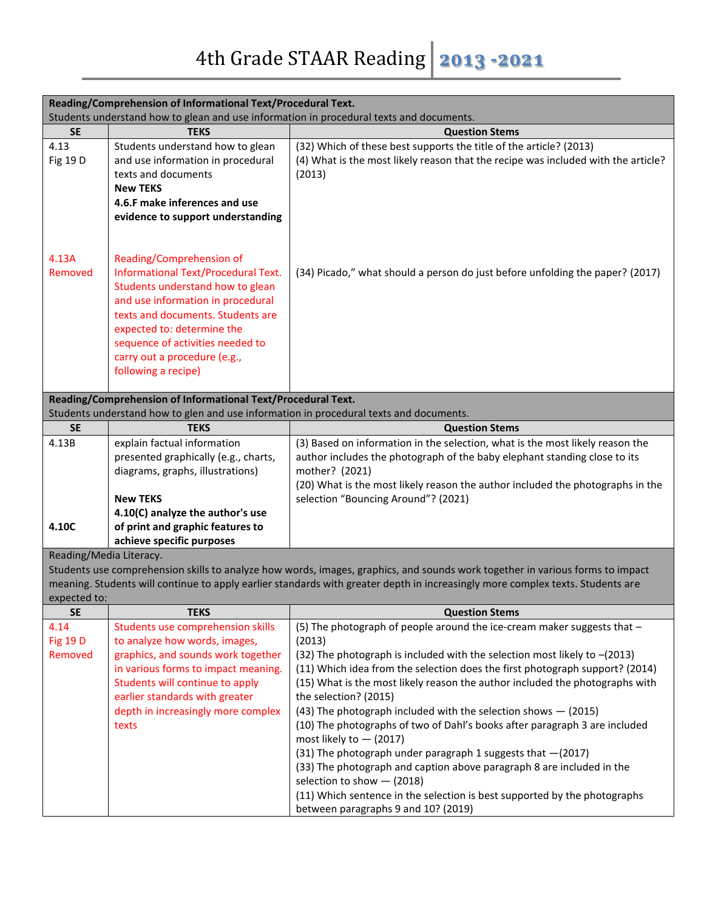# 4th Grade STAAR Reading 2013 -2021

| Reading/Comprehension of Informational Text/Procedural Text. Students understand how to glean and use information in procedural texts and documents. | | |
|---|---|---|
| **SE** | **TEKS** | **Question Stems** |
| 4.13 Fig 19 D | Students understand how to glean and use information in procedural texts and documents **New TEKS** **4.6.F make inferences and use evidence to support understanding** | (32) Which of these best supports the title of the article? (2013)<br>(4) What is the most likely reason that the recipe was included with the article? (2013) |
| 4.13A Removed | Reading/Comprehension of Informational Text/Procedural Text. Students understand how to glean and use information in procedural texts and documents. Students are expected to: determine the sequence of activities needed to carry out a procedure (e.g., following a recipe) | (34) Picado," what should a person do just before unfolding the paper? (2017) |

| Reading/Comprehension of Informational Text/Procedural Text. Students understand how to glen and use information in procedural texts and documents. | | |
|---|---|---|
| **SE** | **TEKS** | **Question Stems** |
| 4.13B<br><br>4.10C | explain factual information presented graphically (e.g., charts, diagrams, graphs, illustrations)<br>**New TEKS**<br>**4.10(C) analyze the author's use of print and graphic features to achieve specific purposes** | (3) Based on information in the selection, what is the most likely reason the author includes the photograph of the baby elephant standing close to its mother? (2021)<br>(20) What is the most likely reason the author included the photographs in the selection "Bouncing Around"? (2021) |

| Reading/Media Literacy. Students use comprehension skills to analyze how words, images, graphics, and sounds work together in various forms to impact meaning. Students will continue to apply earlier standards with greater depth in increasingly more complex texts. Students are expected to: | | |
|---|---|---|
| **SE** | **TEKS** | **Question Stems** |
| 4.14 Fig 19 D Removed | Students use comprehension skills to analyze how words, images, graphics, and sounds work together in various forms to impact meaning. Students will continue to apply earlier standards with greater depth in increasingly more complex texts | (5) The photograph of people around the ice-cream maker suggests that – (2013)<br>(32) The photograph is included with the selection most likely to –(2013)<br>(11) Which idea from the selection does the first photograph support? (2014)<br>(15) What is the most likely reason the author included the photographs with the selection? (2015)<br>(43) The photograph included with the selection shows — (2015)<br>(10) The photographs of two of Dahl's books after paragraph 3 are included most likely to — (2017)<br>(31) The photograph under paragraph 1 suggests that —(2017)<br>(33) The photograph and caption above paragraph 8 are included in the selection to show — (2018)<br>(11) Which sentence in the selection is best supported by the photographs between paragraphs 9 and 10? (2019) |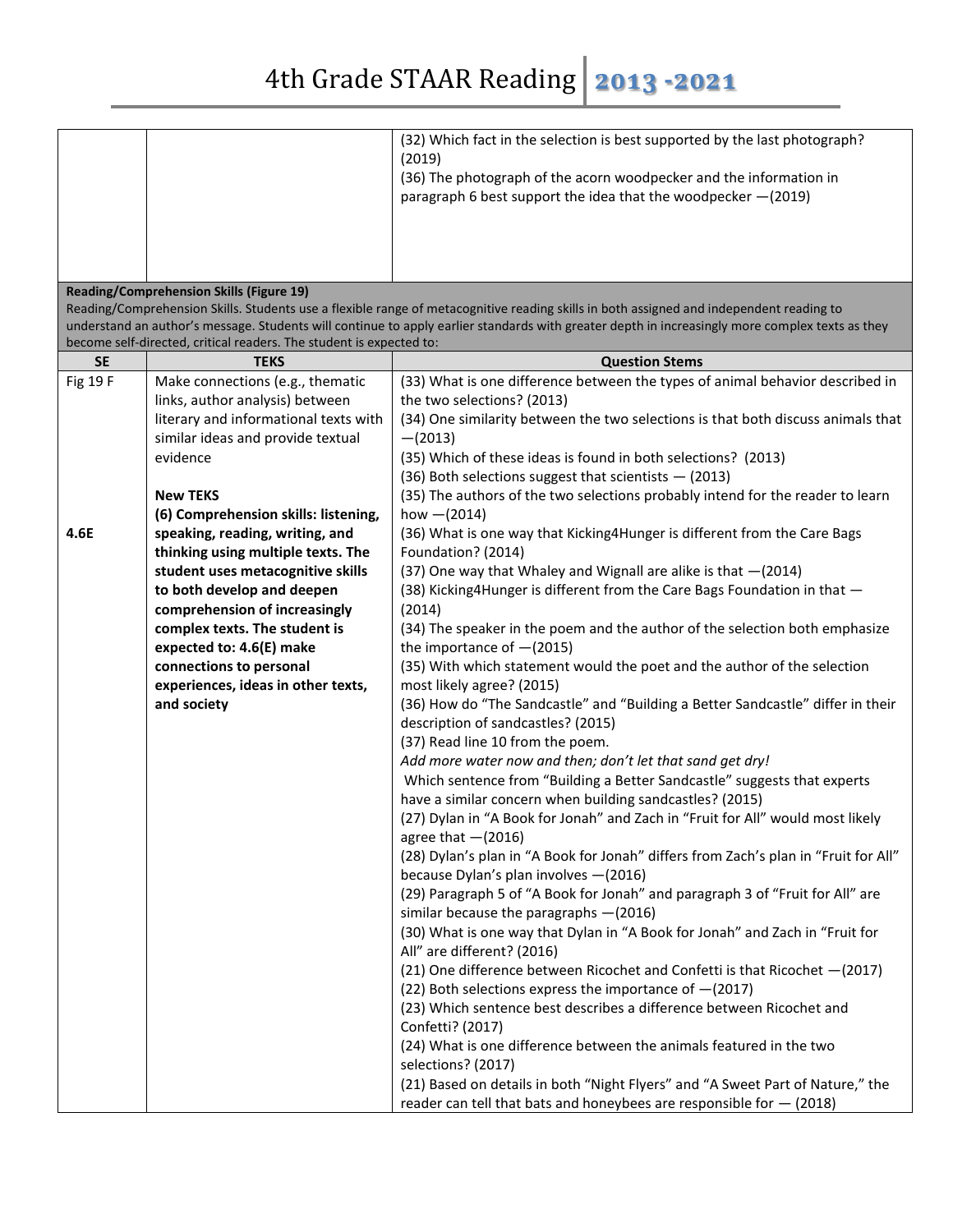| | | (32) Which fact in the selection is best supported by the last photograph? (2019)<br>(36) The photograph of the acorn woodpecker and the information in paragraph 6 best support the idea that the woodpecker —(2019) |
|---|---|---|

**Reading/Comprehension Skills (Figure 19)**
Reading/Comprehension Skills. Students use a flexible range of metacognitive reading skills in both assigned and independent reading to understand an author's message. Students will continue to apply earlier standards with greater depth in increasingly more complex texts as they become self-directed, critical readers. The student is expected to:

| SE | TEKS | Question Stems |
|---|---|---|
| Fig 19 F<br><br><br><br><br>4.6E | Make connections (e.g., thematic links, author analysis) between literary and informational texts with similar ideas and provide textual evidence<br><br>**New TEKS**<br>**(6) Comprehension skills: listening, speaking, reading, writing, and thinking using multiple texts. The student uses metacognitive skills to both develop and deepen comprehension of increasingly complex texts. The student is expected to: 4.6(E) make connections to personal experiences, ideas in other texts, and society** | (33) What is one difference between the types of animal behavior described in the two selections? (2013)<br>(34) One similarity between the two selections is that both discuss animals that —(2013)<br>(35) Which of these ideas is found in both selections? (2013)<br>(36) Both selections suggest that scientists — (2013)<br>(35) The authors of the two selections probably intend for the reader to learn how —(2014)<br>(36) What is one way that Kicking4Hunger is different from the Care Bags Foundation? (2014)<br>(37) One way that Whaley and Wignall are alike is that —(2014)<br>(38) Kicking4Hunger is different from the Care Bags Foundation in that —(2014)<br>(34) The speaker in the poem and the author of the selection both emphasize the importance of —(2015)<br>(35) With which statement would the poet and the author of the selection most likely agree? (2015)<br>(36) How do "The Sandcastle" and "Building a Better Sandcastle" differ in their description of sandcastles? (2015)<br>(37) Read line 10 from the poem.<br>*Add more water now and then; don't let that sand get dry!*<br>Which sentence from "Building a Better Sandcastle" suggests that experts have a similar concern when building sandcastles? (2015)<br>(27) Dylan in "A Book for Jonah" and Zach in "Fruit for All" would most likely agree that —(2016)<br>(28) Dylan's plan in "A Book for Jonah" differs from Zach's plan in "Fruit for All" because Dylan's plan involves —(2016)<br>(29) Paragraph 5 of "A Book for Jonah" and paragraph 3 of "Fruit for All" are similar because the paragraphs —(2016)<br>(30) What is one way that Dylan in "A Book for Jonah" and Zach in "Fruit for All" are different? (2016)<br>(21) One difference between Ricochet and Confetti is that Ricochet —(2017)<br>(22) Both selections express the importance of —(2017)<br>(23) Which sentence best describes a difference between Ricochet and Confetti? (2017)<br>(24) What is one difference between the animals featured in the two selections? (2017)<br>(21) Based on details in both "Night Flyers" and "A Sweet Part of Nature," the reader can tell that bats and honeybees are responsible for — (2018) |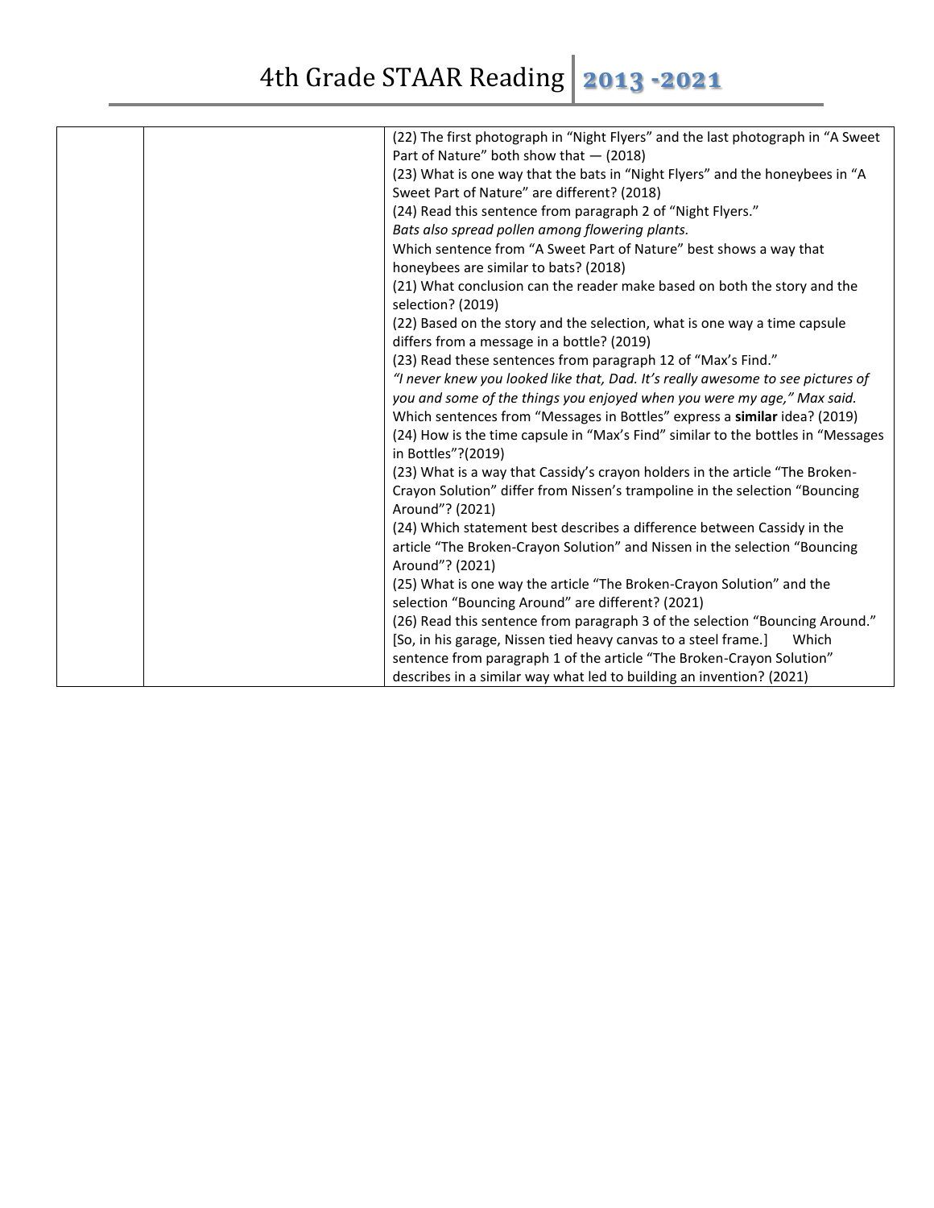| | | |
|---|---|---|
| | | (22) The first photograph in "Night Flyers" and the last photograph in "A Sweet Part of Nature" both show that — (2018)<br>(23) What is one way that the bats in "Night Flyers" and the honeybees in "A Sweet Part of Nature" are different? (2018)<br>(24) Read this sentence from paragraph 2 of "Night Flyers."<br>*Bats also spread pollen among flowering plants.*<br>Which sentence from "A Sweet Part of Nature" best shows a way that honeybees are similar to bats? (2018)<br>(21) What conclusion can the reader make based on both the story and the selection? (2019)<br>(22) Based on the story and the selection, what is one way a time capsule differs from a message in a bottle? (2019)<br>(23) Read these sentences from paragraph 12 of "Max's Find."<br>*"I never knew you looked like that, Dad. It's really awesome to see pictures of you and some of the things you enjoyed when you were my age," Max said.*<br>Which sentences from "Messages in Bottles" express a **similar** idea? (2019)<br>(24) How is the time capsule in "Max's Find" similar to the bottles in "Messages in Bottles"?(2019)<br>(23) What is a way that Cassidy's crayon holders in the article "The Broken-Crayon Solution" differ from Nissen's trampoline in the selection "Bouncing Around"? (2021)<br>(24) Which statement best describes a difference between Cassidy in the article "The Broken-Crayon Solution" and Nissen in the selection "Bouncing Around"? (2021)<br>(25) What is one way the article "The Broken-Crayon Solution" and the selection "Bouncing Around" are different? (2021)<br>(26) Read this sentence from paragraph 3 of the selection "Bouncing Around." [So, in his garage, Nissen tied heavy canvas to a steel frame.] Which sentence from paragraph 1 of the article "The Broken-Crayon Solution" describes in a similar way what led to building an invention? (2021) |